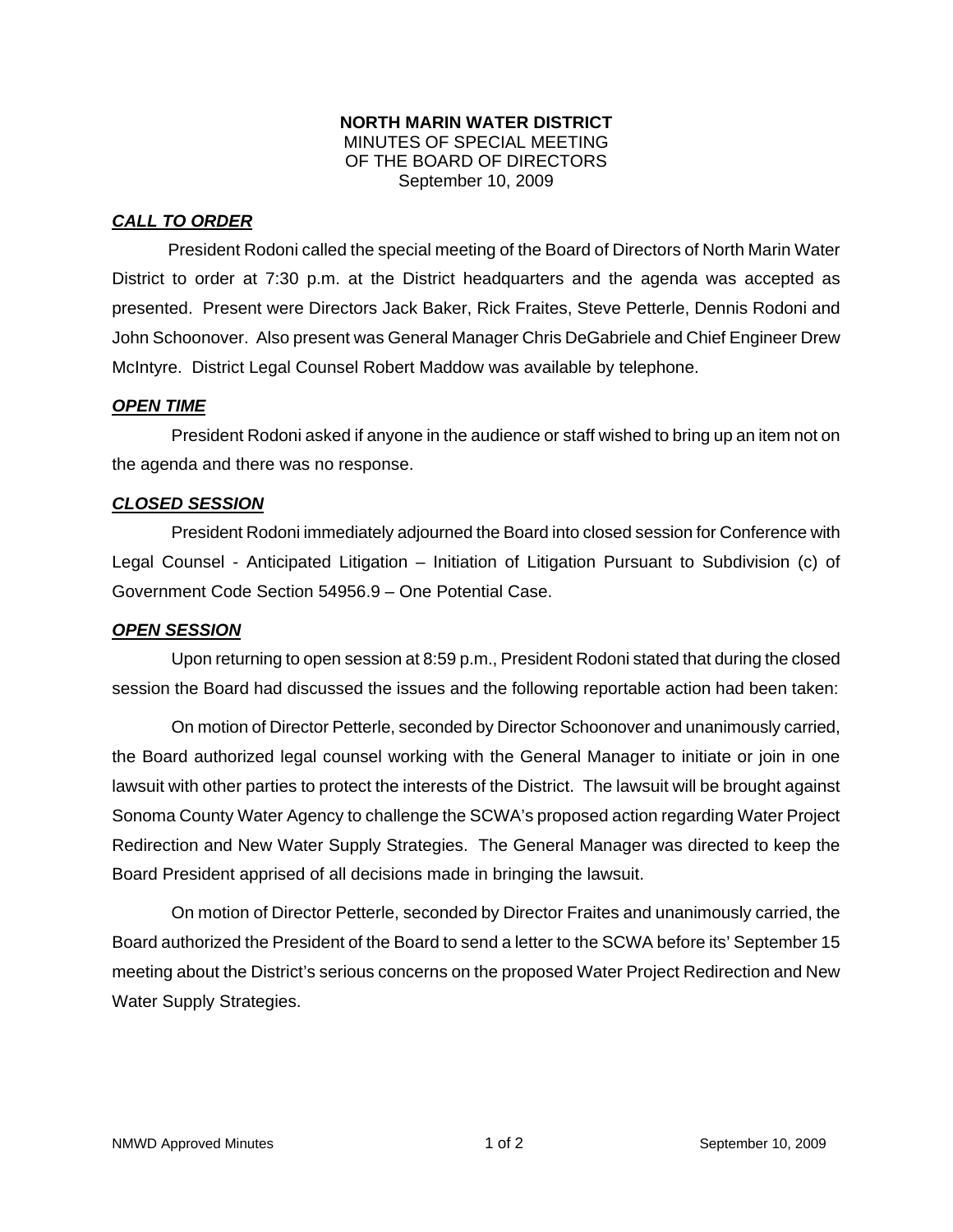**NORTH MARIN WATER DISTRICT**
MINUTES OF SPECIAL MEETING
OF THE BOARD OF DIRECTORS
September 10, 2009

## ***CALL TO ORDER***

President Rodoni called the special meeting of the Board of Directors of North Marin Water District to order at 7:30 p.m. at the District headquarters and the agenda was accepted as presented. Present were Directors Jack Baker, Rick Fraites, Steve Petterle, Dennis Rodoni and John Schoonover. Also present was General Manager Chris DeGabriele and Chief Engineer Drew McIntyre. District Legal Counsel Robert Maddow was available by telephone.

## ***OPEN TIME***

President Rodoni asked if anyone in the audience or staff wished to bring up an item not on the agenda and there was no response.

## ***CLOSED SESSION***

President Rodoni immediately adjourned the Board into closed session for Conference with Legal Counsel - Anticipated Litigation – Initiation of Litigation Pursuant to Subdivision (c) of Government Code Section 54956.9 – One Potential Case.

## ***OPEN SESSION***

Upon returning to open session at 8:59 p.m., President Rodoni stated that during the closed session the Board had discussed the issues and the following reportable action had been taken:

On motion of Director Petterle, seconded by Director Schoonover and unanimously carried, the Board authorized legal counsel working with the General Manager to initiate or join in one lawsuit with other parties to protect the interests of the District. The lawsuit will be brought against Sonoma County Water Agency to challenge the SCWA's proposed action regarding Water Project Redirection and New Water Supply Strategies. The General Manager was directed to keep the Board President apprised of all decisions made in bringing the lawsuit.

On motion of Director Petterle, seconded by Director Fraites and unanimously carried, the Board authorized the President of the Board to send a letter to the SCWA before its' September 15 meeting about the District's serious concerns on the proposed Water Project Redirection and New Water Supply Strategies.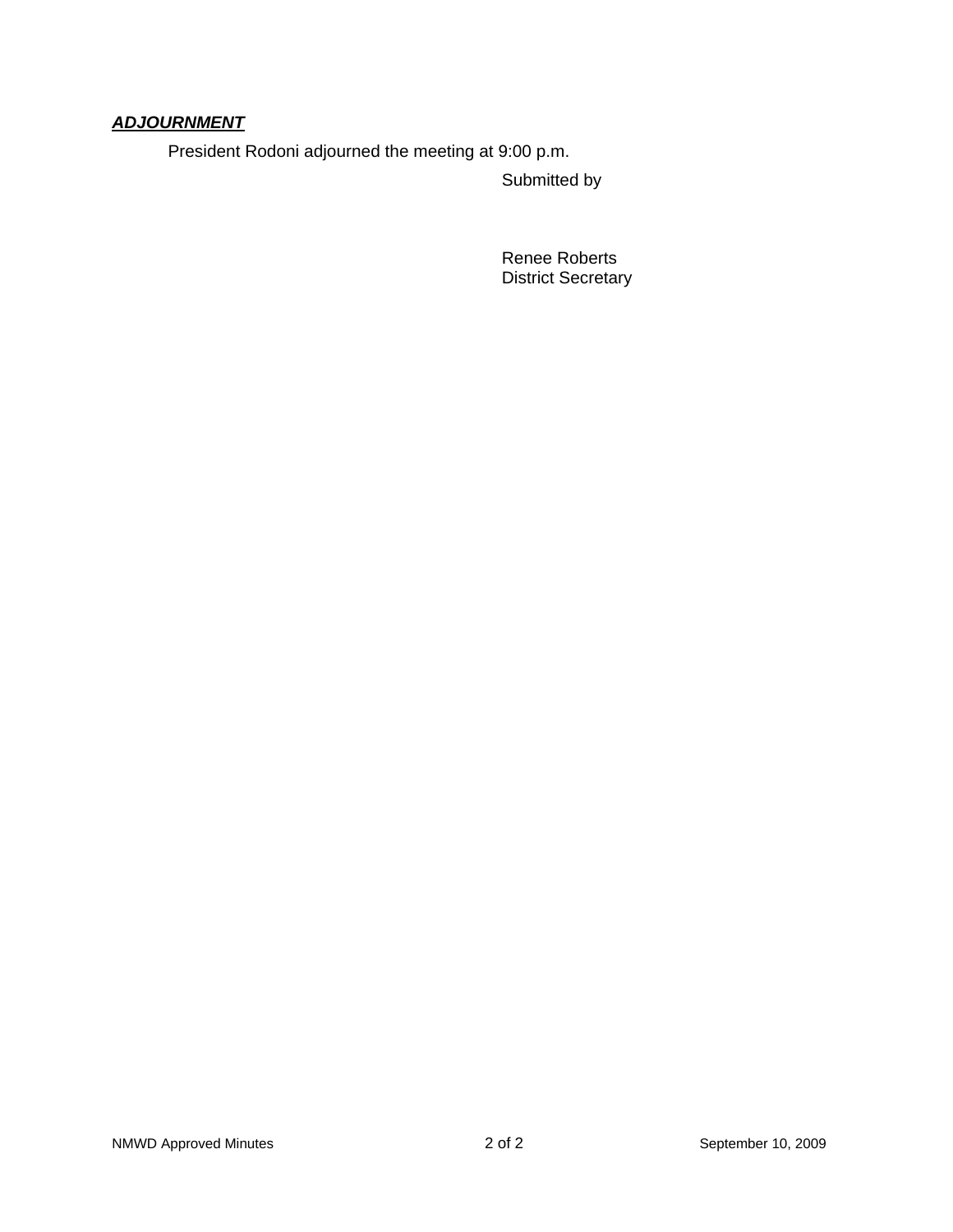***ADJOURNMENT***

President Rodoni adjourned the meeting at 9:00 p.m.

Submitted by

Renee Roberts
District Secretary